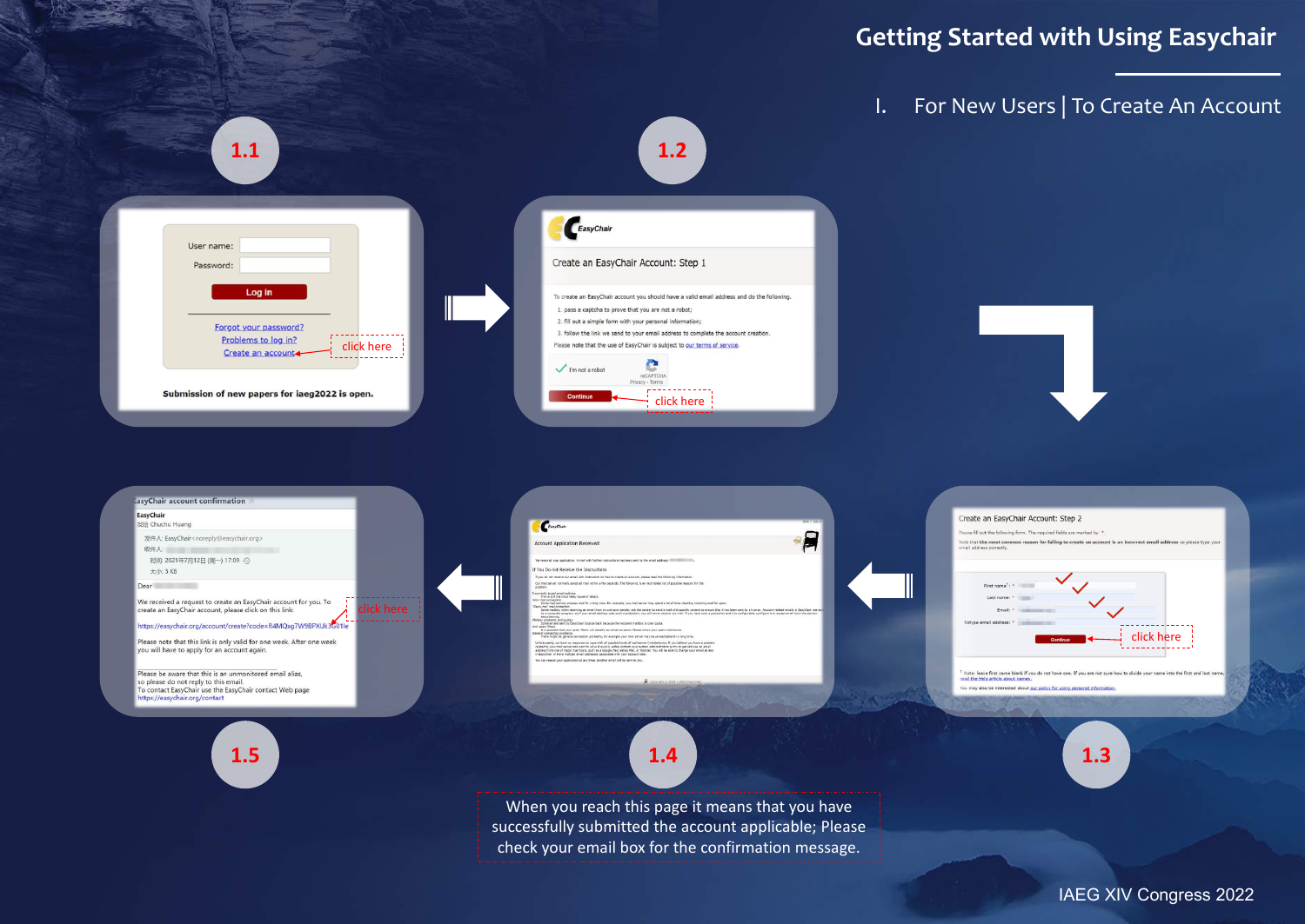# Getting Started with Using Easychair

## I. For New Users | To Create An Account

**1.1**

User name:

Password:

Log in

Forgot your password?

Problems to log in?

Create an account — click here

Submission of new papers for iaeg2022 is open.

**1.2**

EasyChair

Create an EasyChair Account: Step 1

To create an EasyChair account you should have a valid email address and do the following.

1. pass a captcha to prove that you are not a robot;
2. fill out a simple form with your personal information;
3. follow the link we send to your email address to complete the account creation.

Please note that the use of EasyChair is subject to our terms of service.

I'm not a robot

Continue — click here

**1.3**

Create an EasyChair Account: Step 2

First name:

Last name:

Email:

Retype email address:

Continue — click here

**1.4**

Account Application Received

When you reach this page it means that you have successfully submitted the account applicable; Please check your email box for the confirmation message.

**1.5**

EasyChair account confirmation

We received a request to create an EasyChair account for you. To create an EasyChair account, please click on this link: — click here

https://easychair.org/account/create?code=R4MQxg7W9BPXUk3G01le

Please note that this link is only valid for one week. After one week you will have to apply for an account again.

Please be aware that this is an unmonitored email alias, so please do not reply to this email.
To contact EasyChair use the EasyChair contact Web page
https://easychair.org/contact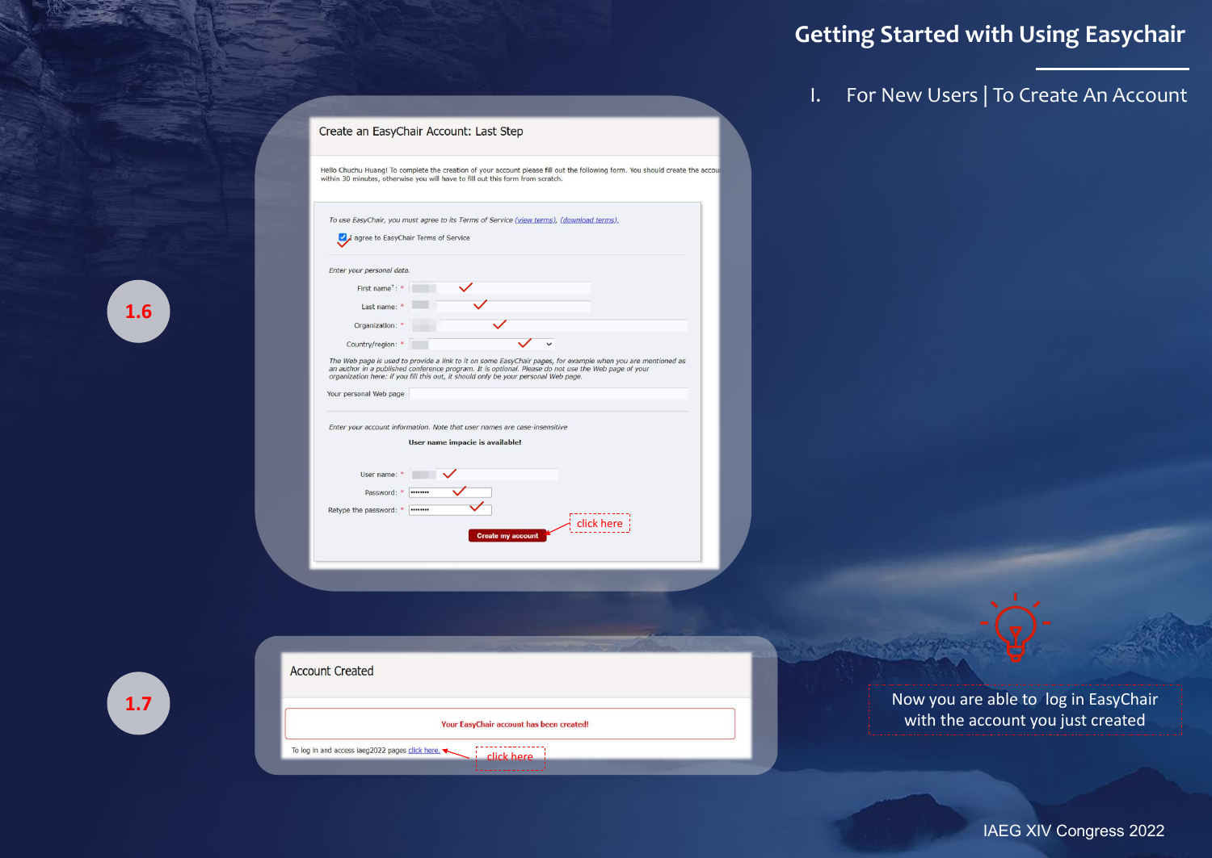# Getting Started with Using Easychair

## I. For New Users | To Create An Account

**1.6**

Create an EasyChair Account: Last Step

Hello Chuchu Huang! To complete the creation of your account please fill out the following form. You should create the accou within 30 minutes, otherwise you will have to fill out this form from scratch.

*To use EasyChair, you must agree to its Terms of Service (view terms), (download terms).*

I agree to EasyChair Terms of Service

*Enter your personal data.*

First name: *

Last name: *

Organization: *

Country/region: *

*The Web page is used to provide a link to it on some EasyChair pages, for example when you are mentioned as an author in a published conference program. It is optional. Please do not use the Web page of your organization here: if you fill this out, it should only be your personal Web page.*

Your personal Web page

*Enter your account information. Note that user names are case-insensitive*

**User name impacie is available!**

User name: *

Password: *

Retype the password: *

Create my account — click here

**1.7**

Account Created

Your EasyChair account has been created!

To log in and access iaeg2022 pages click here. — click here

Now you are able to log in EasyChair with the account you just created

IAEG XIV Congress 2022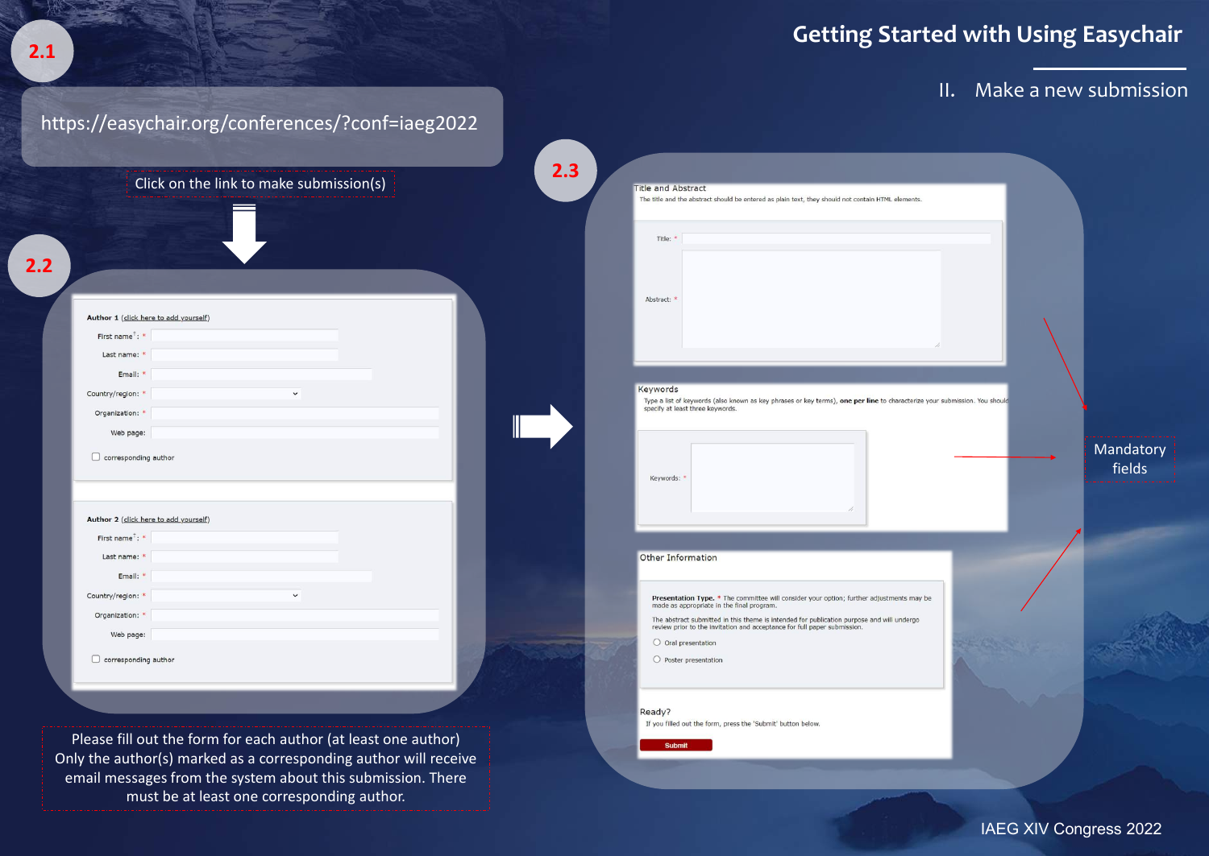# Getting Started with Using Easychair

## II. Make a new submission

**2.1**

https://easychair.org/conferences/?conf=iaeg2022

Click on the link to make submission(s)

**2.2**

**Author 1** (click here to add yourself)

First name†: *

Last name: *

Email: *

Country/region: *

Organization: *

Web page:

☐ corresponding author

**Author 2** (click here to add yourself)

First name†: *

Last name: *

Email: *

Country/region: *

Organization: *

Web page:

☐ corresponding author

Please fill out the form for each author (at least one author)
Only the author(s) marked as a corresponding author will receive email messages from the system about this submission. There must be at least one corresponding author.

**2.3**

Title and Abstract

The title and the abstract should be entered as plain text, they should not contain HTML elements.

Title: *

Abstract: *

Keywords

Type a list of keywords (also known as key phrases or key terms), **one per line** to characterize your submission. You should specify at least three keywords.

Keywords: *

Other Information

**Presentation Type.** * The committee will consider your option; further adjustments may be made as appropriate in the final program.

The abstract submitted in this theme is intended for publication purpose and will undergo review prior to the invitation and acceptance for full paper submission.

○ Oral presentation

○ Poster presentation

Ready?

If you filled out the form, press the 'Submit' button below.

Submit

Mandatory fields

IAEG XIV Congress 2022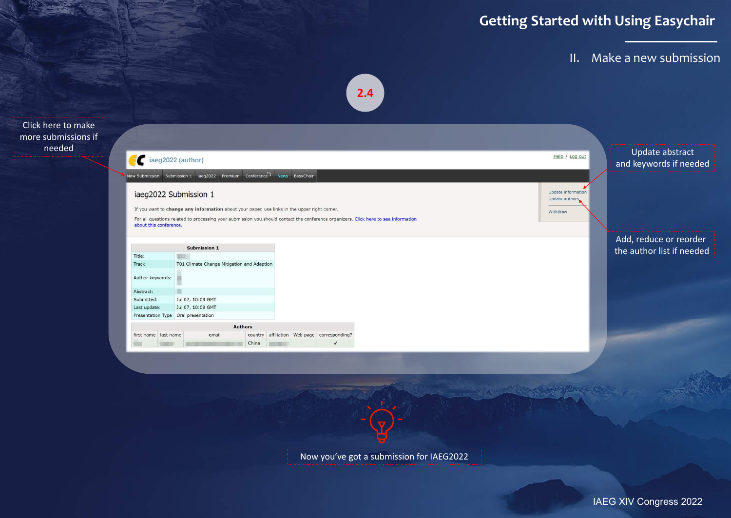# Getting Started with Using Easychair

## II. Make a new submission

**2.4**

Click here to make more submissions if needed

Update abstract and keywords if needed

Add, reduce or reorder the author list if needed

iaeg2022 (author)

Help / Log out

New Submission | Submission 1 | iaeg2022 | Premium | Conference | News | EasyChair

### iaeg2022 Submission 1

If you want to **change any information** about your paper, use links in the upper right corner.

For all questions related to processing your submission you should contact the conference organizers. Click here to see information about this conference.

Update information
Update authors

Withdraw

| Submission 1 | |
|---|---|
| Title: | |
| Track: | T01 Climate Change Mitigation and Adaption |
| Author keywords: | |
| Abstract: | |
| Submitted: | Jul 07, 10:09 GMT |
| Last update: | Jul 07, 10:09 GMT |
| Presentation Type | Oral presentation |

Authors

| first name | last name | email | country | affiliation | Web page | corresponding? |
|---|---|---|---|---|---|---|
| | | | China | | | ✓ |

Now you've got a submission for IAEG2022